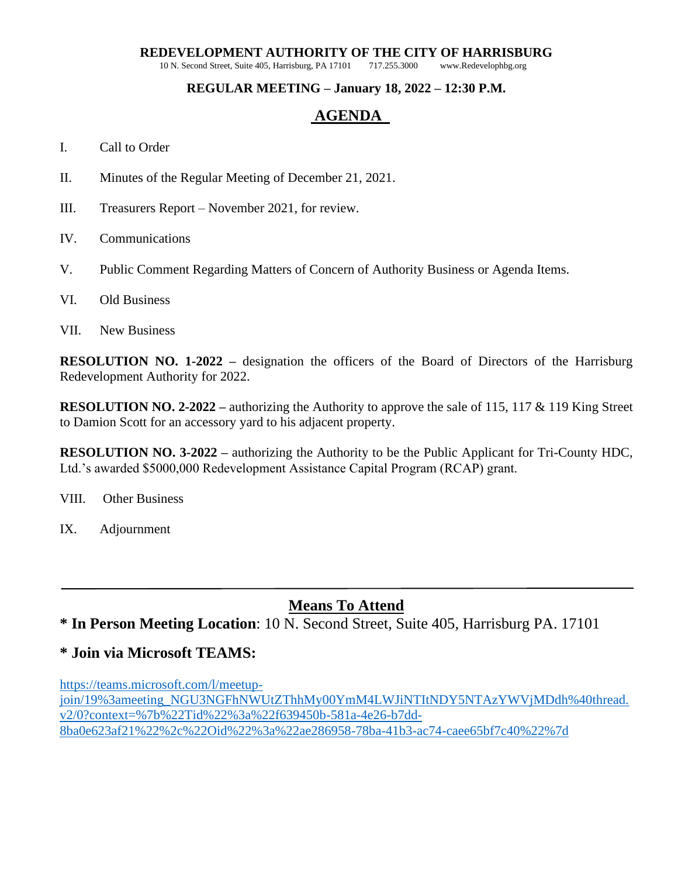# REDEVELOPMENT AUTHORITY OF THE CITY OF HARRISBURG

10 N. Second Street, Suite 405, Harrisburg, PA 17101     717.255.3000     www.Redevelophbg.org

**REGULAR MEETING – January 18, 2022 – 12:30 P.M.**

## AGENDA

I. Call to Order

II. Minutes of the Regular Meeting of December 21, 2021.

III. Treasurers Report – November 2021, for review.

IV. Communications

V. Public Comment Regarding Matters of Concern of Authority Business or Agenda Items.

VI. Old Business

VII. New Business

**RESOLUTION NO. 1-2022 –** designation the officers of the Board of Directors of the Harrisburg Redevelopment Authority for 2022.

**RESOLUTION NO. 2-2022 –** authorizing the Authority to approve the sale of 115, 117 & 119 King Street to Damion Scott for an accessory yard to his adjacent property.

**RESOLUTION NO. 3-2022 –** authorizing the Authority to be the Public Applicant for Tri-County HDC, Ltd.'s awarded $5000,000 Redevelopment Assistance Capital Program (RCAP) grant.

VIII. Other Business

IX. Adjournment

---

## Means To Attend

**\* In Person Meeting Location**: 10 N. Second Street, Suite 405, Harrisburg PA. 17101

**\* Join via Microsoft TEAMS:**

https://teams.microsoft.com/l/meetup-join/19%3ameeting_NGU3NGFhNWUtZThhMy00YmM4LWJiNTItNDY5NTAzYWVjMDdh%40thread.v2/0?context=%7b%22Tid%22%3a%22f639450b-581a-4e26-b7dd-8ba0e623af21%22%2c%22Oid%22%3a%22ae286958-78ba-41b3-ac74-caee65bf7c40%22%7d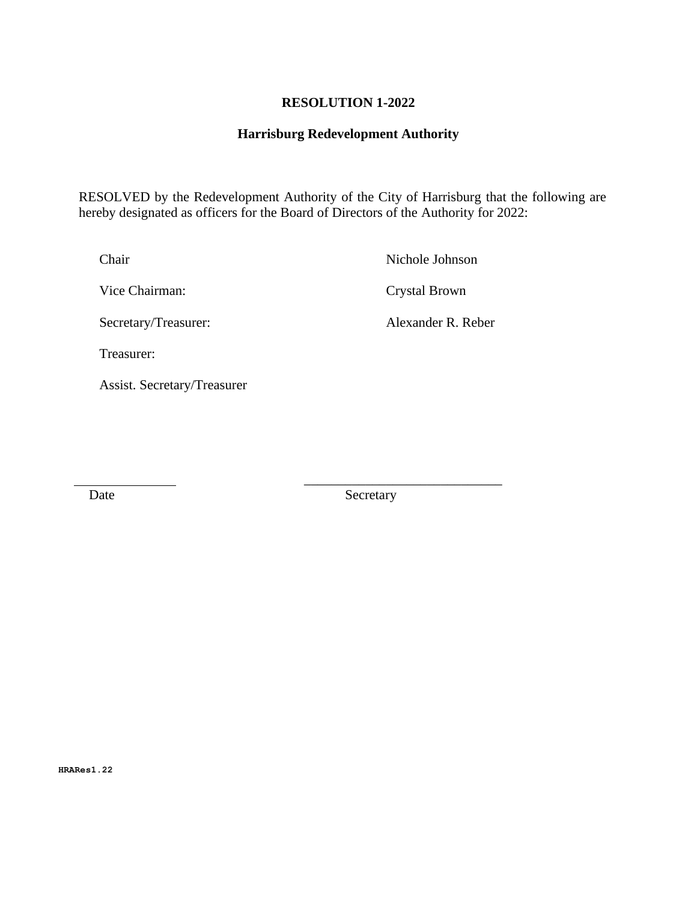**RESOLUTION 1-2022**

**Harrisburg Redevelopment Authority**

RESOLVED by the Redevelopment Authority of the City of Harrisburg that the following are hereby designated as officers for the Board of Directors of the Authority for 2022:

| | |
|---|---|
| Chair | Nichole Johnson |
| Vice Chairman: | Crystal Brown |
| Secretary/Treasurer: | Alexander R. Reber |
| Treasurer: | |
| Assist. Secretary/Treasurer | |

_______________ \_\_\_\_\_\_\_\_\_\_\_\_\_\_\_\_\_\_\_\_\_\_\_\_\_\_\_\_\_\_

Date Secretary

**HRARes1.22**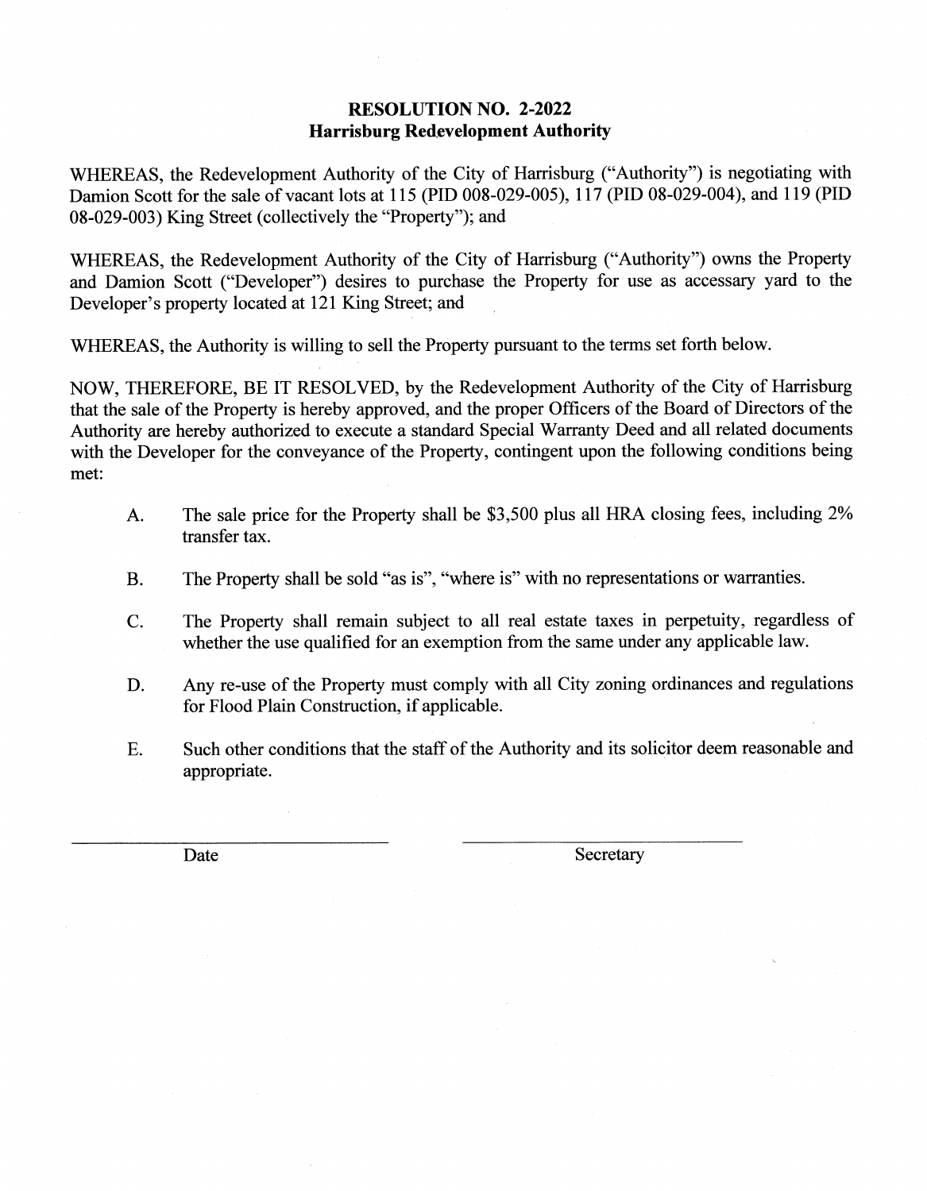# RESOLUTION NO. 2-2022
## Harrisburg Redevelopment Authority

WHEREAS, the Redevelopment Authority of the City of Harrisburg ("Authority") is negotiating with Damion Scott for the sale of vacant lots at 115 (PID 008-029-005), 117 (PID 08-029-004), and 119 (PID 08-029-003) King Street (collectively the "Property"); and

WHEREAS, the Redevelopment Authority of the City of Harrisburg ("Authority") owns the Property and Damion Scott ("Developer") desires to purchase the Property for use as accessary yard to the Developer's property located at 121 King Street; and

WHEREAS, the Authority is willing to sell the Property pursuant to the terms set forth below.

NOW, THEREFORE, BE IT RESOLVED, by the Redevelopment Authority of the City of Harrisburg that the sale of the Property is hereby approved, and the proper Officers of the Board of Directors of the Authority are hereby authorized to execute a standard Special Warranty Deed and all related documents with the Developer for the conveyance of the Property, contingent upon the following conditions being met:

A. The sale price for the Property shall be $3,500 plus all HRA closing fees, including 2% transfer tax.

B. The Property shall be sold "as is", "where is" with no representations or warranties.

C. The Property shall remain subject to all real estate taxes in perpetuity, regardless of whether the use qualified for an exemption from the same under any applicable law.

D. Any re-use of the Property must comply with all City zoning ordinances and regulations for Flood Plain Construction, if applicable.

E. Such other conditions that the staff of the Authority and its solicitor deem reasonable and appropriate.

\_\_\_\_\_\_\_\_\_\_\_\_\_\_\_\_\_\_\_\_\_\_\_\_\_\_\_\_ Date

\_\_\_\_\_\_\_\_\_\_\_\_\_\_\_\_\_\_\_\_\_\_\_\_\_\_\_\_ Secretary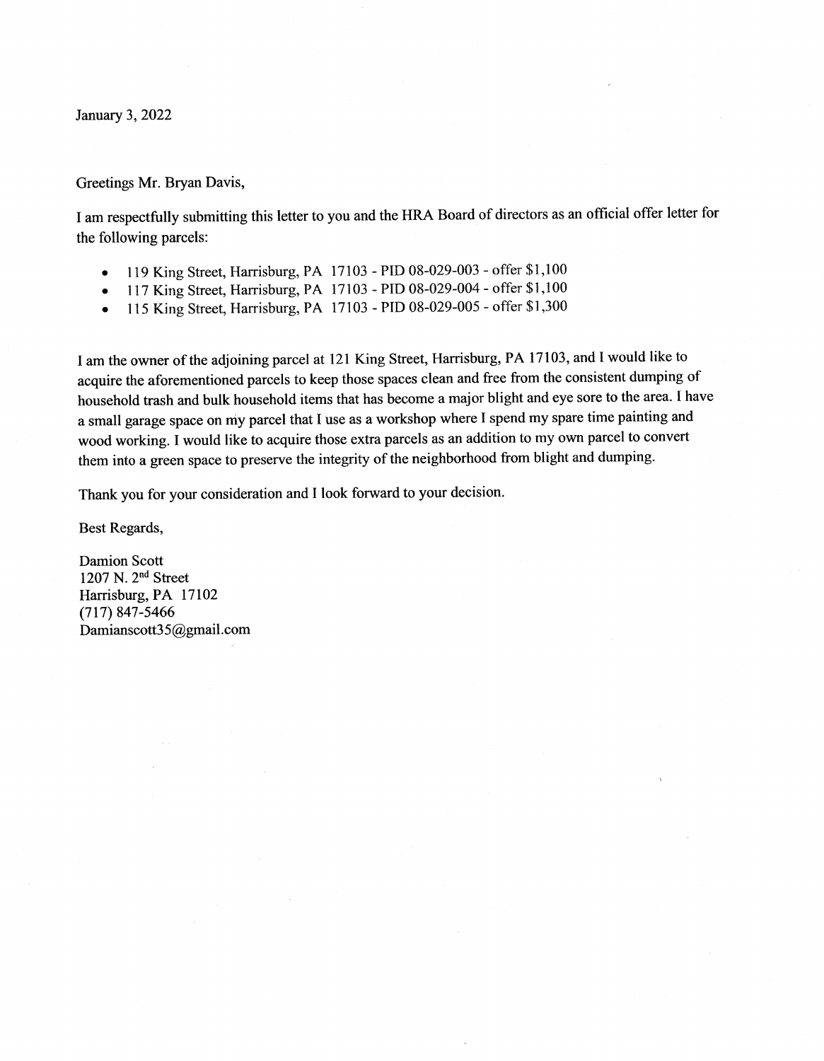January 3, 2022

Greetings Mr. Bryan Davis,

I am respectfully submitting this letter to you and the HRA Board of directors as an official offer letter for the following parcels:

- 119 King Street, Harrisburg, PA 17103 - PID 08-029-003 - offer $1,100
- 117 King Street, Harrisburg, PA 17103 - PID 08-029-004 - offer $1,100
- 115 King Street, Harrisburg, PA 17103 - PID 08-029-005 - offer $1,300

I am the owner of the adjoining parcel at 121 King Street, Harrisburg, PA 17103, and I would like to acquire the aforementioned parcels to keep those spaces clean and free from the consistent dumping of household trash and bulk household items that has become a major blight and eye sore to the area. I have a small garage space on my parcel that I use as a workshop where I spend my spare time painting and wood working. I would like to acquire those extra parcels as an addition to my own parcel to convert them into a green space to preserve the integrity of the neighborhood from blight and dumping.

Thank you for your consideration and I look forward to your decision.

Best Regards,

Damion Scott
1207 N. 2nd Street
Harrisburg, PA 17102
(717) 847-5466
Damianscott35@gmail.com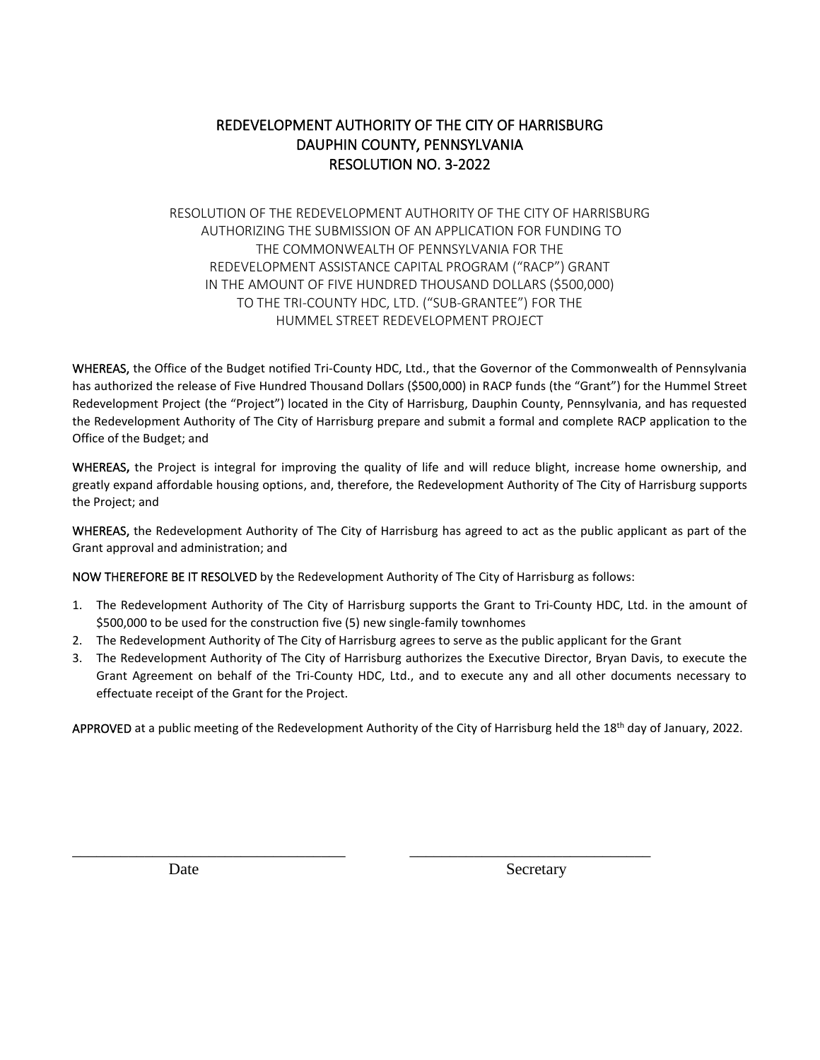# REDEVELOPMENT AUTHORITY OF THE CITY OF HARRISBURG
# DAUPHIN COUNTY, PENNSYLVANIA
# RESOLUTION NO. 3-2022

RESOLUTION OF THE REDEVELOPMENT AUTHORITY OF THE CITY OF HARRISBURG AUTHORIZING THE SUBMISSION OF AN APPLICATION FOR FUNDING TO THE COMMONWEALTH OF PENNSYLVANIA FOR THE REDEVELOPMENT ASSISTANCE CAPITAL PROGRAM ("RACP") GRANT IN THE AMOUNT OF FIVE HUNDRED THOUSAND DOLLARS ($500,000) TO THE TRI-COUNTY HDC, LTD. ("SUB-GRANTEE") FOR THE HUMMEL STREET REDEVELOPMENT PROJECT

**WHEREAS,** the Office of the Budget notified Tri-County HDC, Ltd., that the Governor of the Commonwealth of Pennsylvania has authorized the release of Five Hundred Thousand Dollars ($500,000) in RACP funds (the "Grant") for the Hummel Street Redevelopment Project (the "Project") located in the City of Harrisburg, Dauphin County, Pennsylvania, and has requested the Redevelopment Authority of The City of Harrisburg prepare and submit a formal and complete RACP application to the Office of the Budget; and

**WHEREAS,** the Project is integral for improving the quality of life and will reduce blight, increase home ownership, and greatly expand affordable housing options, and, therefore, the Redevelopment Authority of The City of Harrisburg supports the Project; and

**WHEREAS,** the Redevelopment Authority of The City of Harrisburg has agreed to act as the public applicant as part of the Grant approval and administration; and

**NOW THEREFORE BE IT RESOLVED** by the Redevelopment Authority of The City of Harrisburg as follows:

1. The Redevelopment Authority of The City of Harrisburg supports the Grant to Tri-County HDC, Ltd. in the amount of $500,000 to be used for the construction five (5) new single-family townhomes
2. The Redevelopment Authority of The City of Harrisburg agrees to serve as the public applicant for the Grant
3. The Redevelopment Authority of The City of Harrisburg authorizes the Executive Director, Bryan Davis, to execute the Grant Agreement on behalf of the Tri-County HDC, Ltd., and to execute any and all other documents necessary to effectuate receipt of the Grant for the Project.

**APPROVED** at a public meeting of the Redevelopment Authority of the City of Harrisburg held the 18th day of January, 2022.

\_\_\_\_\_\_\_\_\_\_\_\_\_\_\_\_\_\_\_\_\_\_\_\_\_\_\_\_\_\_ Date

\_\_\_\_\_\_\_\_\_\_\_\_\_\_\_\_\_\_\_\_\_\_\_\_\_\_\_\_\_\_ Secretary